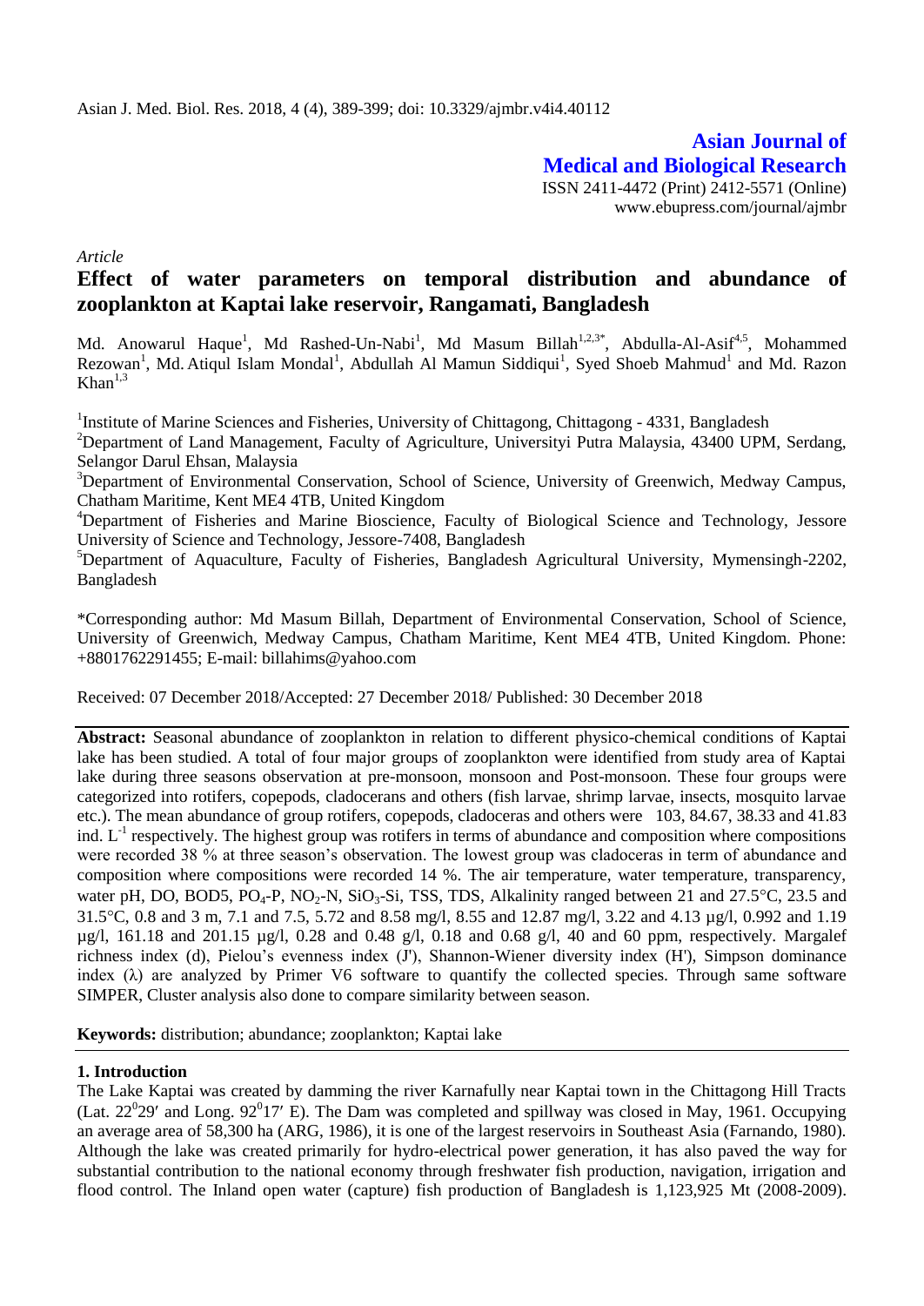Asian J. Med. Biol. Res. 2018, 4 (4), 389-399; doi: 10.3329/ajmbr.v4i4.40112

**Asian Journal of Medical and Biological Research**

ISSN 2411-4472 (Print) 2412-5571 (Online)
www.ebupress.com/journal/ajmbr

*Article*

# Effect of water parameters on temporal distribution and abundance of zooplankton at Kaptai lake reservoir, Rangamati, Bangladesh

Md. Anowarul Haque[1], Md Rashed-Un-Nabi[1], Md Masum Billah[1,2,3*], Abdulla-Al-Asif[4,5], Mohammed Rezowan[1], Md. Atiqul Islam Mondal[1], Abdullah Al Mamun Siddiqui[1], Syed Shoeb Mahmud[1] and Md. Razon Khan[1,3]

[1]Institute of Marine Sciences and Fisheries, University of Chittagong, Chittagong - 4331, Bangladesh

[2]Department of Land Management, Faculty of Agriculture, Universityi Putra Malaysia, 43400 UPM, Serdang, Selangor Darul Ehsan, Malaysia

[3]Department of Environmental Conservation, School of Science, University of Greenwich, Medway Campus, Chatham Maritime, Kent ME4 4TB, United Kingdom

[4]Department of Fisheries and Marine Bioscience, Faculty of Biological Science and Technology, Jessore University of Science and Technology, Jessore-7408, Bangladesh

[5]Department of Aquaculture, Faculty of Fisheries, Bangladesh Agricultural University, Mymensingh-2202, Bangladesh

\*Corresponding author: Md Masum Billah, Department of Environmental Conservation, School of Science, University of Greenwich, Medway Campus, Chatham Maritime, Kent ME4 4TB, United Kingdom. Phone: +8801762291455; E-mail: billahims@yahoo.com

Received: 07 December 2018/Accepted: 27 December 2018/ Published: 30 December 2018

**Abstract:** Seasonal abundance of zooplankton in relation to different physico-chemical conditions of Kaptai lake has been studied. A total of four major groups of zooplankton were identified from study area of Kaptai lake during three seasons observation at pre-monsoon, monsoon and Post-monsoon. These four groups were categorized into rotifers, copepods, cladocerans and others (fish larvae, shrimp larvae, insects, mosquito larvae etc.). The mean abundance of group rotifers, copepods, cladoceras and others were 103, 84.67, 38.33 and 41.83 ind. $L^{-1}$ respectively. The highest group was rotifers in terms of abundance and composition where compositions were recorded 38 % at three season's observation. The lowest group was cladoceras in term of abundance and composition where compositions were recorded 14 %. The air temperature, water temperature, transparency, water pH, DO, BOD5, $PO_4$-P, $NO_2$-N, $SiO_3$-Si, TSS, TDS, Alkalinity ranged between 21 and 27.5°C, 23.5 and 31.5°C, 0.8 and 3 m, 7.1 and 7.5, 5.72 and 8.58 mg/l, 8.55 and 12.87 mg/l, 3.22 and 4.13 µg/l, 0.992 and 1.19 µg/l, 161.18 and 201.15 µg/l, 0.28 and 0.48 g/l, 0.18 and 0.68 g/l, 40 and 60 ppm, respectively. Margalef richness index (d), Pielou's evenness index (J'), Shannon-Wiener diversity index (H'), Simpson dominance index (λ) are analyzed by Primer V6 software to quantify the collected species. Through same software SIMPER, Cluster analysis also done to compare similarity between season.

**Keywords:** distribution; abundance; zooplankton; Kaptai lake

## 1. Introduction

The Lake Kaptai was created by damming the river Karnafully near Kaptai town in the Chittagong Hill Tracts (Lat. $22^0 29'$ and Long. $92^0 17'$ E). The Dam was completed and spillway was closed in May, 1961. Occupying an average area of 58,300 ha (ARG, 1986), it is one of the largest reservoirs in Southeast Asia (Farnando, 1980). Although the lake was created primarily for hydro-electrical power generation, it has also paved the way for substantial contribution to the national economy through freshwater fish production, navigation, irrigation and flood control. The Inland open water (capture) fish production of Bangladesh is 1,123,925 Mt (2008-2009).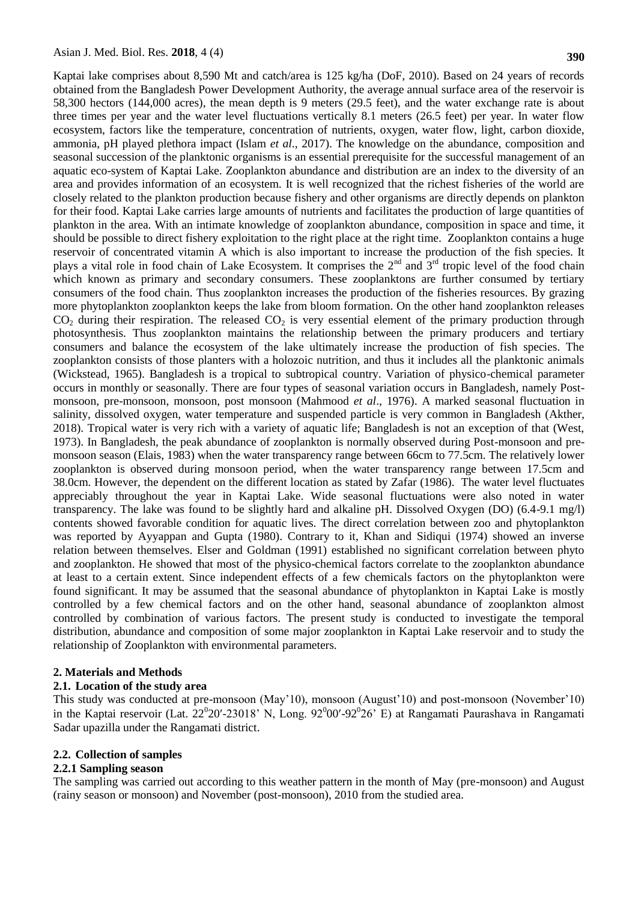Kaptai lake comprises about 8,590 Mt and catch/area is 125 kg/ha (DoF, 2010). Based on 24 years of records obtained from the Bangladesh Power Development Authority, the average annual surface area of the reservoir is 58,300 hectors (144,000 acres), the mean depth is 9 meters (29.5 feet), and the water exchange rate is about three times per year and the water level fluctuations vertically 8.1 meters (26.5 feet) per year. In water flow ecosystem, factors like the temperature, concentration of nutrients, oxygen, water flow, light, carbon dioxide, ammonia, pH played plethora impact (Islam *et al*., 2017). The knowledge on the abundance, composition and seasonal succession of the planktonic organisms is an essential prerequisite for the successful management of an aquatic eco-system of Kaptai Lake. Zooplankton abundance and distribution are an index to the diversity of an area and provides information of an ecosystem. It is well recognized that the richest fisheries of the world are closely related to the plankton production because fishery and other organisms are directly depends on plankton for their food. Kaptai Lake carries large amounts of nutrients and facilitates the production of large quantities of plankton in the area. With an intimate knowledge of zooplankton abundance, composition in space and time, it should be possible to direct fishery exploitation to the right place at the right time. Zooplankton contains a huge reservoir of concentrated vitamin A which is also important to increase the production of the fish species. It plays a vital role in food chain of Lake Ecosystem. It comprises the 2nd and 3rd tropic level of the food chain which known as primary and secondary consumers. These zooplanktons are further consumed by tertiary consumers of the food chain. Thus zooplankton increases the production of the fisheries resources. By grazing more phytoplankton zooplankton keeps the lake from bloom formation. On the other hand zooplankton releases $CO_2$ during their respiration. The released $CO_2$ is very essential element of the primary production through photosynthesis. Thus zooplankton maintains the relationship between the primary producers and tertiary consumers and balance the ecosystem of the lake ultimately increase the production of fish species. The zooplankton consists of those planters with a holozoic nutrition, and thus it includes all the planktonic animals (Wickstead, 1965). Bangladesh is a tropical to subtropical country. Variation of physico-chemical parameter occurs in monthly or seasonally. There are four types of seasonal variation occurs in Bangladesh, namely Post-monsoon, pre-monsoon, monsoon, post monsoon (Mahmood *et al*., 1976). A marked seasonal fluctuation in salinity, dissolved oxygen, water temperature and suspended particle is very common in Bangladesh (Akther, 2018). Tropical water is very rich with a variety of aquatic life; Bangladesh is not an exception of that (West, 1973). In Bangladesh, the peak abundance of zooplankton is normally observed during Post-monsoon and pre-monsoon season (Elais, 1983) when the water transparency range between 66cm to 77.5cm. The relatively lower zooplankton is observed during monsoon period, when the water transparency range between 17.5cm and 38.0cm. However, the dependent on the different location as stated by Zafar (1986). The water level fluctuates appreciably throughout the year in Kaptai Lake. Wide seasonal fluctuations were also noted in water transparency. The lake was found to be slightly hard and alkaline pH. Dissolved Oxygen (DO) (6.4-9.1 mg/l) contents showed favorable condition for aquatic lives. The direct correlation between zoo and phytoplankton was reported by Ayyappan and Gupta (1980). Contrary to it, Khan and Sidiqui (1974) showed an inverse relation between themselves. Elser and Goldman (1991) established no significant correlation between phyto and zooplankton. He showed that most of the physico-chemical factors correlate to the zooplankton abundance at least to a certain extent. Since independent effects of a few chemicals factors on the phytoplankton were found significant. It may be assumed that the seasonal abundance of phytoplankton in Kaptai Lake is mostly controlled by a few chemical factors and on the other hand, seasonal abundance of zooplankton almost controlled by combination of various factors. The present study is conducted to investigate the temporal distribution, abundance and composition of some major zooplankton in Kaptai Lake reservoir and to study the relationship of Zooplankton with environmental parameters.

## 2. Materials and Methods

### 2.1. Location of the study area

This study was conducted at pre-monsoon (May'10), monsoon (August'10) and post-monsoon (November'10) in the Kaptai reservoir (Lat. $22^0 20'$-23018' N, Long. $92^0 00'$-$92^0 26'$ E) at Rangamati Paurashava in Rangamati Sadar upazilla under the Rangamati district.

### 2.2. Collection of samples

#### 2.2.1 Sampling season

The sampling was carried out according to this weather pattern in the month of May (pre-monsoon) and August (rainy season or monsoon) and November (post-monsoon), 2010 from the studied area.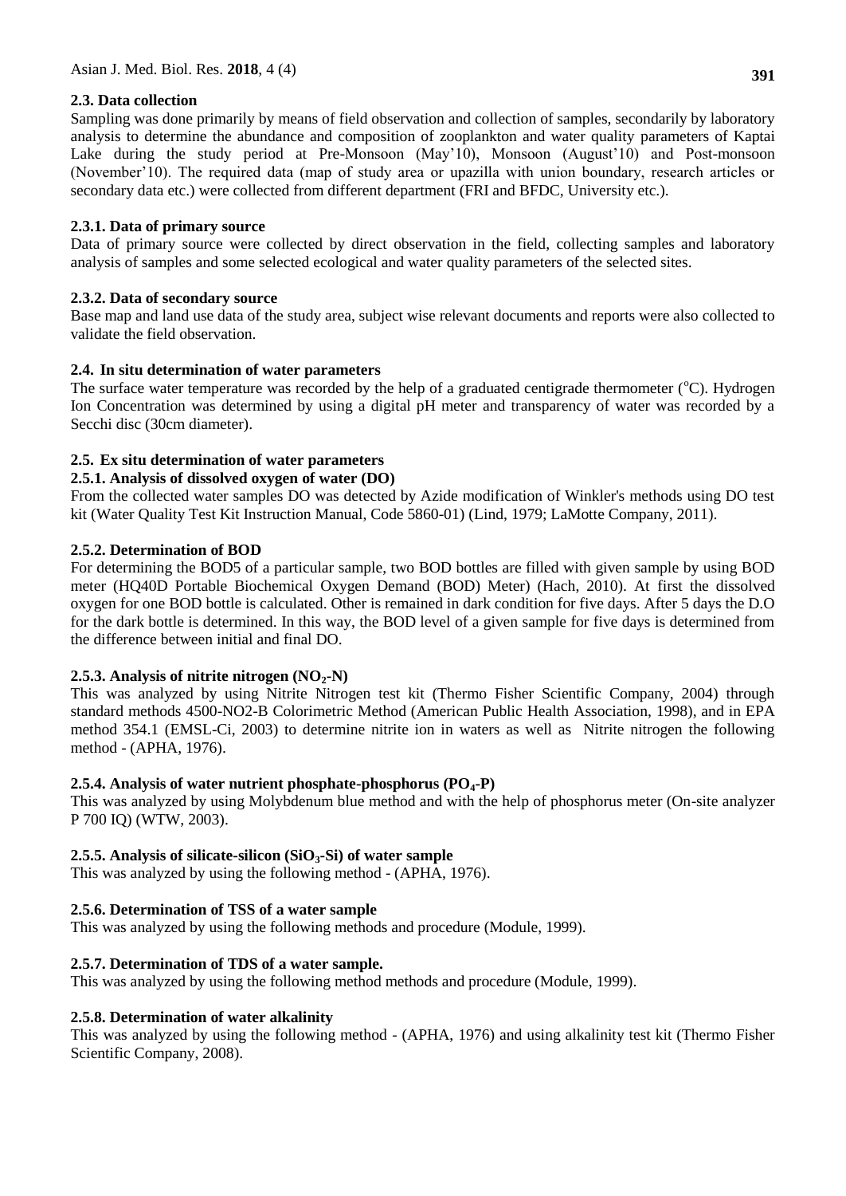### 2.3. Data collection

Sampling was done primarily by means of field observation and collection of samples, secondarily by laboratory analysis to determine the abundance and composition of zooplankton and water quality parameters of Kaptai Lake during the study period at Pre-Monsoon (May'10), Monsoon (August'10) and Post-monsoon (November'10). The required data (map of study area or upazilla with union boundary, research articles or secondary data etc.) were collected from different department (FRI and BFDC, University etc.).

#### 2.3.1. Data of primary source

Data of primary source were collected by direct observation in the field, collecting samples and laboratory analysis of samples and some selected ecological and water quality parameters of the selected sites.

#### 2.3.2. Data of secondary source

Base map and land use data of the study area, subject wise relevant documents and reports were also collected to validate the field observation.

### 2.4. In situ determination of water parameters

The surface water temperature was recorded by the help of a graduated centigrade thermometer ($^oC$). Hydrogen Ion Concentration was determined by using a digital pH meter and transparency of water was recorded by a Secchi disc (30cm diameter).

### 2.5. Ex situ determination of water parameters

#### 2.5.1. Analysis of dissolved oxygen of water (DO)

From the collected water samples DO was detected by Azide modification of Winkler's methods using DO test kit (Water Quality Test Kit Instruction Manual, Code 5860-01) (Lind, 1979; LaMotte Company, 2011).

#### 2.5.2. Determination of BOD

For determining the BOD5 of a particular sample, two BOD bottles are filled with given sample by using BOD meter (HQ40D Portable Biochemical Oxygen Demand (BOD) Meter) (Hach, 2010). At first the dissolved oxygen for one BOD bottle is calculated. Other is remained in dark condition for five days. After 5 days the D.O for the dark bottle is determined. In this way, the BOD level of a given sample for five days is determined from the difference between initial and final DO.

#### 2.5.3. Analysis of nitrite nitrogen ($NO_2$-N)

This was analyzed by using Nitrite Nitrogen test kit (Thermo Fisher Scientific Company, 2004) through standard methods 4500-NO2-B Colorimetric Method (American Public Health Association, 1998), and in EPA method 354.1 (EMSL-Ci, 2003) to determine nitrite ion in waters as well as Nitrite nitrogen the following method - (APHA, 1976).

#### 2.5.4. Analysis of water nutrient phosphate-phosphorus ($PO_4$-P)

This was analyzed by using Molybdenum blue method and with the help of phosphorus meter (On-site analyzer P 700 IQ) (WTW, 2003).

#### 2.5.5. Analysis of silicate-silicon ($SiO_3$-Si) of water sample

This was analyzed by using the following method - (APHA, 1976).

#### 2.5.6. Determination of TSS of a water sample

This was analyzed by using the following methods and procedure (Module, 1999).

#### 2.5.7. Determination of TDS of a water sample.

This was analyzed by using the following method methods and procedure (Module, 1999).

#### 2.5.8. Determination of water alkalinity

This was analyzed by using the following method - (APHA, 1976) and using alkalinity test kit (Thermo Fisher Scientific Company, 2008).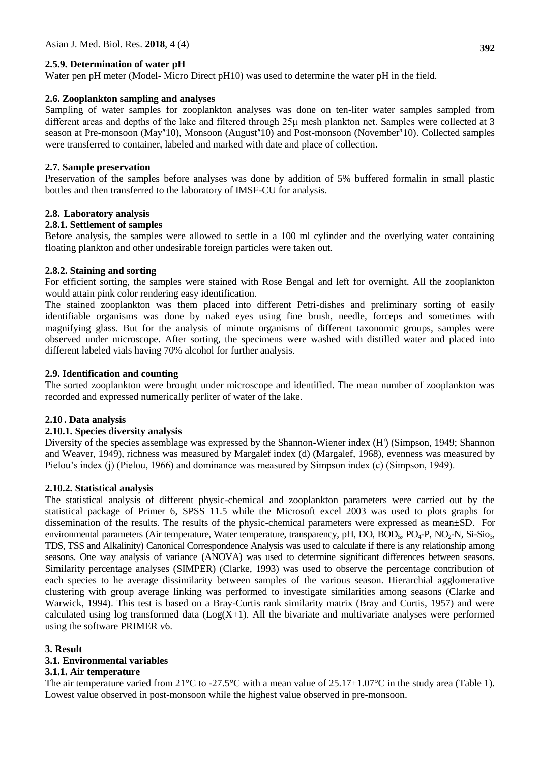#### 2.5.9. Determination of water pH

Water pen pH meter (Model- Micro Direct pH10) was used to determine the water pH in the field.

### 2.6. Zooplankton sampling and analyses

Sampling of water samples for zooplankton analyses was done on ten-liter water samples sampled from different areas and depths of the lake and filtered through 25μ mesh plankton net. Samples were collected at 3 season at Pre-monsoon (May'10), Monsoon (August'10) and Post-monsoon (November'10). Collected samples were transferred to container, labeled and marked with date and place of collection.

### 2.7. Sample preservation

Preservation of the samples before analyses was done by addition of 5% buffered formalin in small plastic bottles and then transferred to the laboratory of IMSF-CU for analysis.

### 2.8. Laboratory analysis

#### 2.8.1. Settlement of samples

Before analysis, the samples were allowed to settle in a 100 ml cylinder and the overlying water containing floating plankton and other undesirable foreign particles were taken out.

#### 2.8.2. Staining and sorting

For efficient sorting, the samples were stained with Rose Bengal and left for overnight. All the zooplankton would attain pink color rendering easy identification.

The stained zooplankton was them placed into different Petri-dishes and preliminary sorting of easily identifiable organisms was done by naked eyes using fine brush, needle, forceps and sometimes with magnifying glass. But for the analysis of minute organisms of different taxonomic groups, samples were observed under microscope. After sorting, the specimens were washed with distilled water and placed into different labeled vials having 70% alcohol for further analysis.

### 2.9. Identification and counting

The sorted zooplankton were brought under microscope and identified. The mean number of zooplankton was recorded and expressed numerically perliter of water of the lake.

### 2.10 . Data analysis

#### 2.10.1. Species diversity analysis

Diversity of the species assemblage was expressed by the Shannon-Wiener index (H') (Simpson, 1949; Shannon and Weaver, 1949), richness was measured by Margalef index (d) (Margalef, 1968), evenness was measured by Pielou's index (j) (Pielou, 1966) and dominance was measured by Simpson index (c) (Simpson, 1949).

#### 2.10.2. Statistical analysis

The statistical analysis of different physic-chemical and zooplankton parameters were carried out by the statistical package of Primer 6, SPSS 11.5 while the Microsoft excel 2003 was used to plots graphs for dissemination of the results. The results of the physic-chemical parameters were expressed as mean±SD. For environmental parameters (Air temperature, Water temperature, transparency, pH, DO, $BOD_5$, $PO_4$-P, $NO_2$-N, Si-$Sio_3$, TDS, TSS and Alkalinity) Canonical Correspondence Analysis was used to calculate if there is any relationship among seasons. One way analysis of variance (ANOVA) was used to determine significant differences between seasons. Similarity percentage analyses (SIMPER) (Clarke, 1993) was used to observe the percentage contribution of each species to he average dissimilarity between samples of the various season. Hierarchial agglomerative clustering with group average linking was performed to investigate similarities among seasons (Clarke and Warwick, 1994). This test is based on a Bray-Curtis rank similarity matrix (Bray and Curtis, 1957) and were calculated using log transformed data (Log(X+1). All the bivariate and multivariate analyses were performed using the software PRIMER v6.

## 3. Result

### 3.1. Environmental variables

#### 3.1.1. Air temperature

The air temperature varied from 21°C to -27.5°C with a mean value of 25.17±1.07°C in the study area (Table 1). Lowest value observed in post-monsoon while the highest value observed in pre-monsoon.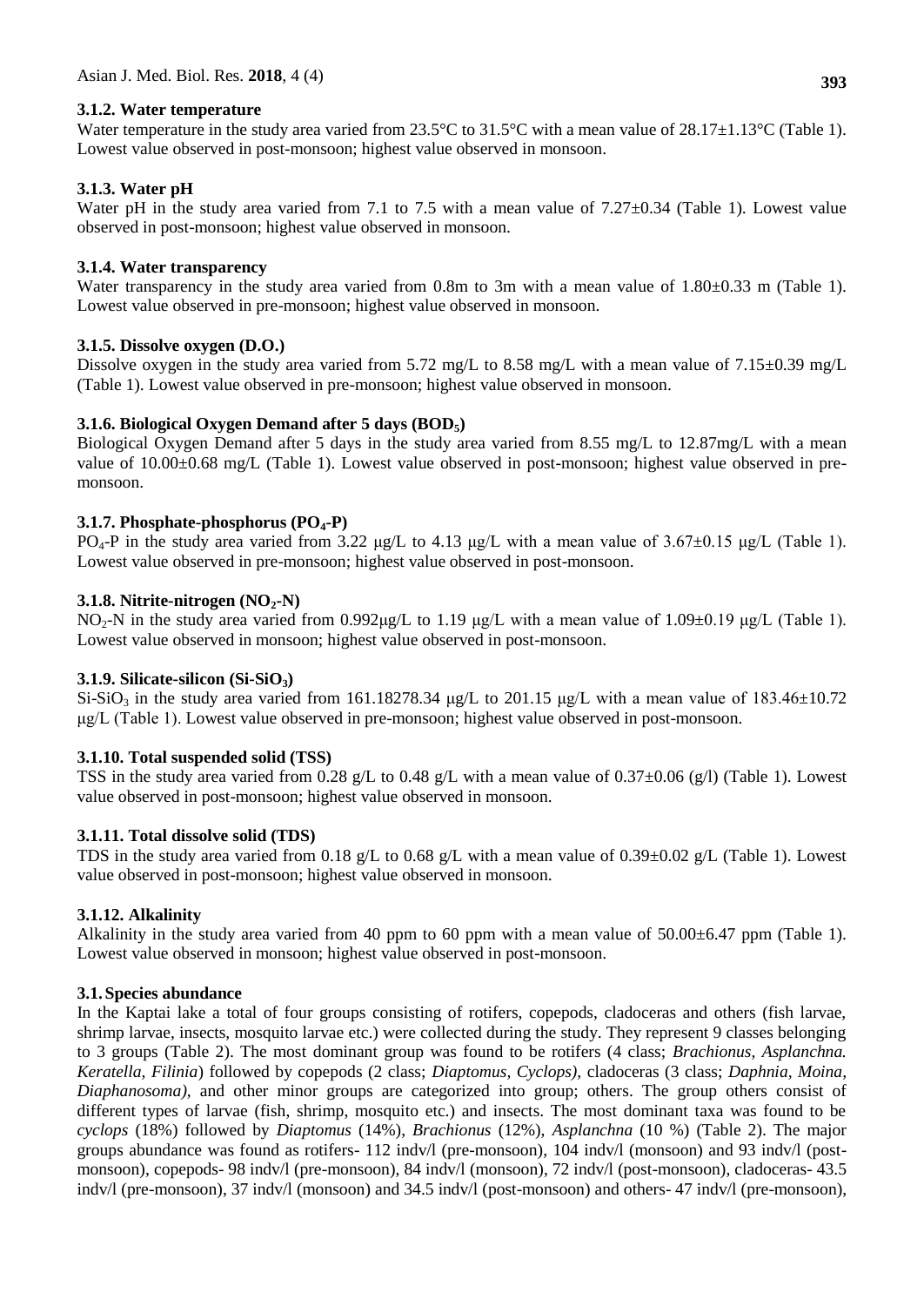### 3.1.2. Water temperature

Water temperature in the study area varied from 23.5°C to 31.5°C with a mean value of 28.17±1.13°C (Table 1). Lowest value observed in post-monsoon; highest value observed in monsoon.

### 3.1.3. Water pH

Water pH in the study area varied from 7.1 to 7.5 with a mean value of 7.27±0.34 (Table 1). Lowest value observed in post-monsoon; highest value observed in monsoon.

### 3.1.4. Water transparency

Water transparency in the study area varied from 0.8m to 3m with a mean value of 1.80±0.33 m (Table 1). Lowest value observed in pre-monsoon; highest value observed in monsoon.

### 3.1.5. Dissolve oxygen (D.O.)

Dissolve oxygen in the study area varied from 5.72 mg/L to 8.58 mg/L with a mean value of 7.15±0.39 mg/L (Table 1). Lowest value observed in pre-monsoon; highest value observed in monsoon.

### 3.1.6. Biological Oxygen Demand after 5 days ($BOD_5$)

Biological Oxygen Demand after 5 days in the study area varied from 8.55 mg/L to 12.87mg/L with a mean value of 10.00±0.68 mg/L (Table 1). Lowest value observed in post-monsoon; highest value observed in pre-monsoon.

### 3.1.7. Phosphate-phosphorus ($PO_4$-P)

$PO_4$-P in the study area varied from 3.22 μg/L to 4.13 μg/L with a mean value of 3.67±0.15 μg/L (Table 1). Lowest value observed in pre-monsoon; highest value observed in post-monsoon.

### 3.1.8. Nitrite-nitrogen ($NO_2$-N)

$NO_2$-N in the study area varied from 0.992μg/L to 1.19 μg/L with a mean value of 1.09±0.19 μg/L (Table 1). Lowest value observed in monsoon; highest value observed in post-monsoon.

### 3.1.9. Silicate-silicon (Si-$SiO_3$)

Si-$SiO_3$ in the study area varied from 161.18278.34 μg/L to 201.15 μg/L with a mean value of 183.46±10.72 μg/L (Table 1). Lowest value observed in pre-monsoon; highest value observed in post-monsoon.

### 3.1.10. Total suspended solid (TSS)

TSS in the study area varied from 0.28 g/L to 0.48 g/L with a mean value of 0.37±0.06 (g/l) (Table 1). Lowest value observed in post-monsoon; highest value observed in monsoon.

### 3.1.11. Total dissolve solid (TDS)

TDS in the study area varied from 0.18 g/L to 0.68 g/L with a mean value of 0.39±0.02 g/L (Table 1). Lowest value observed in post-monsoon; highest value observed in monsoon.

### 3.1.12. Alkalinity

Alkalinity in the study area varied from 40 ppm to 60 ppm with a mean value of 50.00±6.47 ppm (Table 1). Lowest value observed in monsoon; highest value observed in post-monsoon.

### 3.1. Species abundance

In the Kaptai lake a total of four groups consisting of rotifers, copepods, cladoceras and others (fish larvae, shrimp larvae, insects, mosquito larvae etc.) were collected during the study. They represent 9 classes belonging to 3 groups (Table 2). The most dominant group was found to be rotifers (4 class; *Brachionus, Asplanchna. Keratella, Filinia*) followed by copepods (2 class; *Diaptomus, Cyclops)*, cladoceras (3 class; *Daphnia, Moina, Diaphanosoma)*, and other minor groups are categorized into group; others. The group others consist of different types of larvae (fish, shrimp, mosquito etc.) and insects. The most dominant taxa was found to be *cyclops* (18%) followed by *Diaptomus* (14%), *Brachionus* (12%), *Asplanchna* (10 %) (Table 2). The major groups abundance was found as rotifers- 112 indv/l (pre-monsoon), 104 indv/l (monsoon) and 93 indv/l (post-monsoon), copepods- 98 indv/l (pre-monsoon), 84 indv/l (monsoon), 72 indv/l (post-monsoon), cladoceras- 43.5 indv/l (pre-monsoon), 37 indv/l (monsoon) and 34.5 indv/l (post-monsoon) and others- 47 indv/l (pre-monsoon),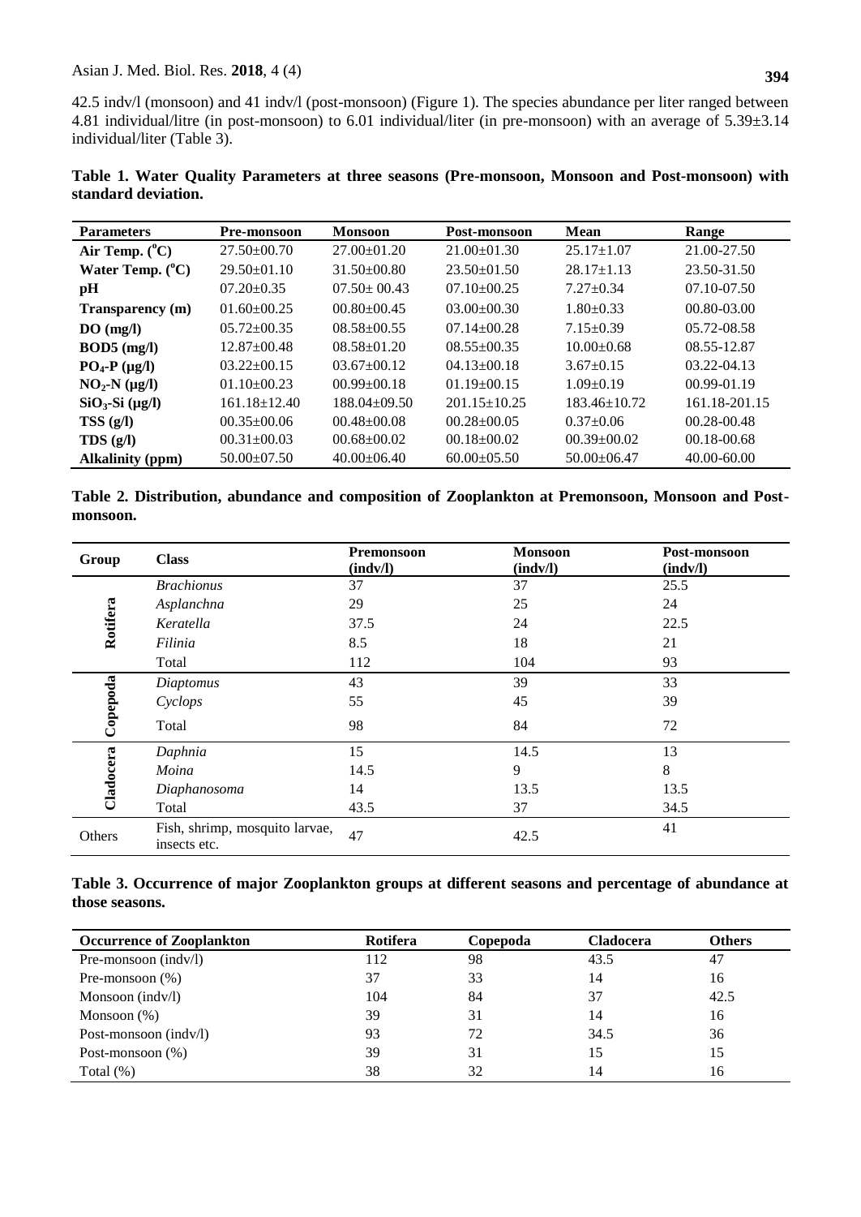42.5 indv/l (monsoon) and 41 indv/l (post-monsoon) (Figure 1). The species abundance per liter ranged between 4.81 individual/litre (in post-monsoon) to 6.01 individual/liter (in pre-monsoon) with an average of 5.39±3.14 individual/liter (Table 3).

**Table 1. Water Quality Parameters at three seasons (Pre-monsoon, Monsoon and Post-monsoon) with standard deviation.**

| Parameters | Pre-monsoon | Monsoon | Post-monsoon | Mean | Range |
|---|---|---|---|---|---|
| **Air Temp. ($^oC$)** | 27.50±00.70 | 27.00±01.20 | 21.00±01.30 | 25.17±1.07 | 21.00-27.50 |
| **Water Temp. ($^oC$)** | 29.50±01.10 | 31.50±00.80 | 23.50±01.50 | 28.17±1.13 | 23.50-31.50 |
| **pH** | 07.20±0.35 | 07.50± 00.43 | 07.10±00.25 | 7.27±0.34 | 07.10-07.50 |
| **Transparency (m)** | 01.60±00.25 | 00.80±00.45 | 03.00±00.30 | 1.80±0.33 | 00.80-03.00 |
| **DO (mg/l)** | 05.72±00.35 | 08.58±00.55 | 07.14±00.28 | 7.15±0.39 | 05.72-08.58 |
| **BOD5 (mg/l)** | 12.87±00.48 | 08.58±01.20 | 08.55±00.35 | 10.00±0.68 | 08.55-12.87 |
| **$PO_4$-P (µg/l)** | 03.22±00.15 | 03.67±00.12 | 04.13±00.18 | 3.67±0.15 | 03.22-04.13 |
| **$NO_2$-N (µg/l)** | 01.10±00.23 | 00.99±00.18 | 01.19±00.15 | 1.09±0.19 | 00.99-01.19 |
| **$SiO_3$-Si (µg/l)** | 161.18±12.40 | 188.04±09.50 | 201.15±10.25 | 183.46±10.72 | 161.18-201.15 |
| **TSS (g/l)** | 00.35±00.06 | 00.48±00.08 | 00.28±00.05 | 0.37±0.06 | 00.28-00.48 |
| **TDS (g/l)** | 00.31±00.03 | 00.68±00.02 | 00.18±00.02 | 00.39±00.02 | 00.18-00.68 |
| **Alkalinity (ppm)** | 50.00±07.50 | 40.00±06.40 | 60.00±05.50 | 50.00±06.47 | 40.00-60.00 |

**Table 2. Distribution, abundance and composition of Zooplankton at Premonsoon, Monsoon and Post-monsoon.**

| Group | Class | Premonsoon (indv/l) | Monsoon (indv/l) | Post-monsoon (indv/l) |
|---|---|---|---|---|
| Rotifera | *Brachionus* | 37 | 37 | 25.5 |
| | *Asplanchna* | 29 | 25 | 24 |
| | *Keratella* | 37.5 | 24 | 22.5 |
| | *Filinia* | 8.5 | 18 | 21 |
| | Total | 112 | 104 | 93 |
| Copepoda | *Diaptomus* | 43 | 39 | 33 |
| | *Cyclops* | 55 | 45 | 39 |
| | Total | 98 | 84 | 72 |
| Cladocera | *Daphnia* | 15 | 14.5 | 13 |
| | *Moina* | 14.5 | 9 | 8 |
| | *Diaphanosoma* | 14 | 13.5 | 13.5 |
| | Total | 43.5 | 37 | 34.5 |
| Others | Fish, shrimp, mosquito larvae, insects etc. | 47 | 42.5 | 41 |

**Table 3. Occurrence of major Zooplankton groups at different seasons and percentage of abundance at those seasons.**

| Occurrence of Zooplankton | Rotifera | Copepoda | Cladocera | Others |
|---|---|---|---|---|
| Pre-monsoon (indv/l) | 112 | 98 | 43.5 | 47 |
| Pre-monsoon (%) | 37 | 33 | 14 | 16 |
| Monsoon (indv/l) | 104 | 84 | 37 | 42.5 |
| Monsoon (%) | 39 | 31 | 14 | 16 |
| Post-monsoon (indv/l) | 93 | 72 | 34.5 | 36 |
| Post-monsoon (%) | 39 | 31 | 15 | 15 |
| Total (%) | 38 | 32 | 14 | 16 |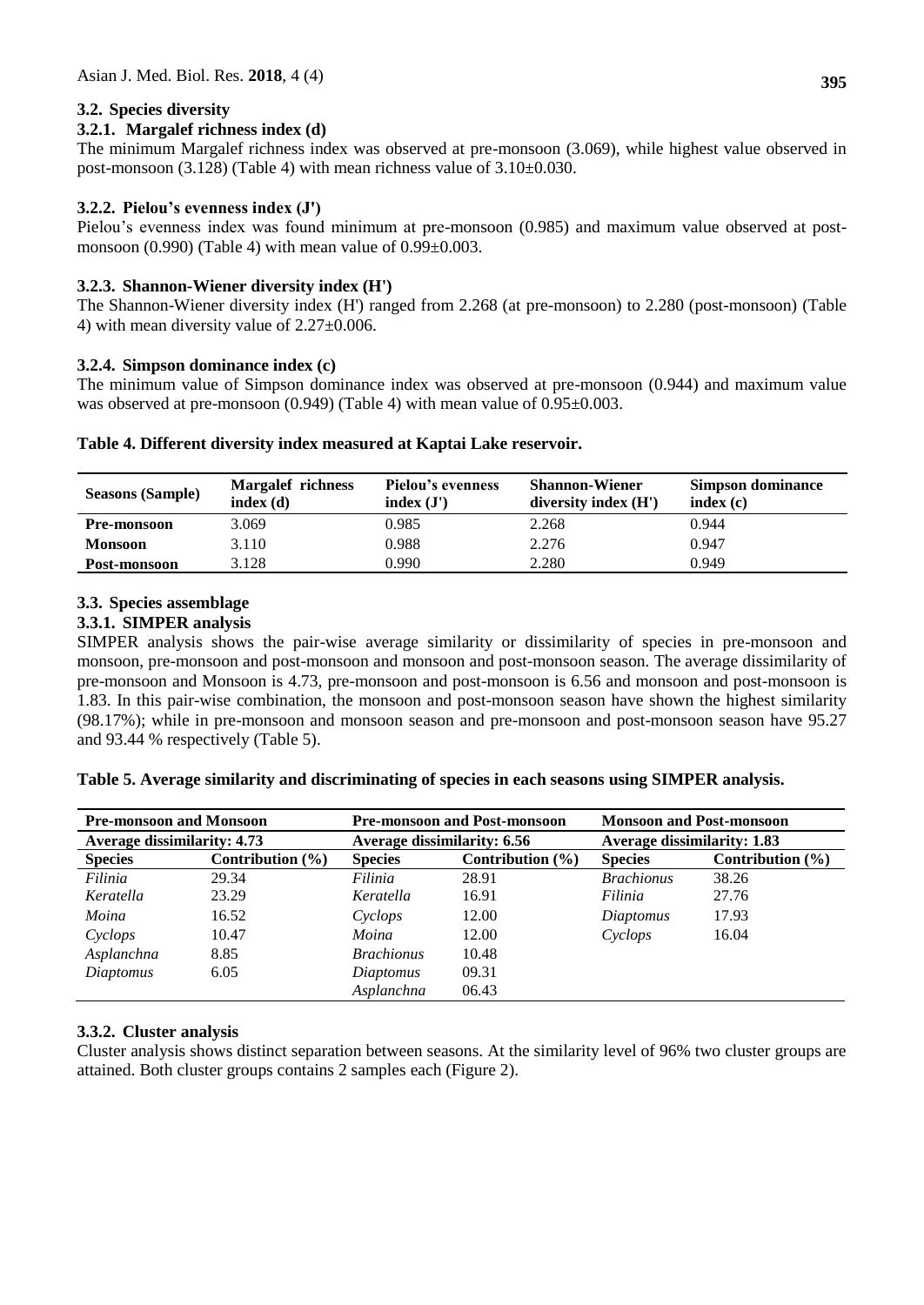### 3.2. Species diversity

#### 3.2.1. Margalef richness index (d)

The minimum Margalef richness index was observed at pre-monsoon (3.069), while highest value observed in post-monsoon (3.128) (Table 4) with mean richness value of 3.10±0.030.

#### 3.2.2. Pielou's evenness index (J')

Pielou's evenness index was found minimum at pre-monsoon (0.985) and maximum value observed at post-monsoon (0.990) (Table 4) with mean value of 0.99±0.003.

#### 3.2.3. Shannon-Wiener diversity index (H')

The Shannon-Wiener diversity index (H') ranged from 2.268 (at pre-monsoon) to 2.280 (post-monsoon) (Table 4) with mean diversity value of 2.27±0.006.

#### 3.2.4. Simpson dominance index (c)

The minimum value of Simpson dominance index was observed at pre-monsoon (0.944) and maximum value was observed at pre-monsoon (0.949) (Table 4) with mean value of 0.95±0.003.

**Table 4. Different diversity index measured at Kaptai Lake reservoir.**

| Seasons (Sample) | Margalef richness index (d) | Pielou's evenness index (J') | Shannon-Wiener diversity index (H') | Simpson dominance index (c) |
|---|---|---|---|---|
| **Pre-monsoon** | 3.069 | 0.985 | 2.268 | 0.944 |
| **Monsoon** | 3.110 | 0.988 | 2.276 | 0.947 |
| **Post-monsoon** | 3.128 | 0.990 | 2.280 | 0.949 |

### 3.3. Species assemblage

#### 3.3.1. SIMPER analysis

SIMPER analysis shows the pair-wise average similarity or dissimilarity of species in pre-monsoon and monsoon, pre-monsoon and post-monsoon and monsoon and post-monsoon season. The average dissimilarity of pre-monsoon and Monsoon is 4.73, pre-monsoon and post-monsoon is 6.56 and monsoon and post-monsoon is 1.83. In this pair-wise combination, the monsoon and post-monsoon season have shown the highest similarity (98.17%); while in pre-monsoon and monsoon season and pre-monsoon and post-monsoon season have 95.27 and 93.44 % respectively (Table 5).

**Table 5. Average similarity and discriminating of species in each seasons using SIMPER analysis.**

| Pre-monsoon and Monsoon | | Pre-monsoon and Post-monsoon | | Monsoon and Post-monsoon | |
|---|---|---|---|---|---|
| Average dissimilarity: 4.73 | | Average dissimilarity: 6.56 | | Average dissimilarity: 1.83 | |
| **Species** | **Contribution (%)** | **Species** | **Contribution (%)** | **Species** | **Contribution (%)** |
| *Filinia* | 29.34 | *Filinia* | 28.91 | *Brachionus* | 38.26 |
| *Keratella* | 23.29 | *Keratella* | 16.91 | *Filinia* | 27.76 |
| *Moina* | 16.52 | *Cyclops* | 12.00 | *Diaptomus* | 17.93 |
| *Cyclops* | 10.47 | *Moina* | 12.00 | *Cyclops* | 16.04 |
| *Asplanchna* | 8.85 | *Brachionus* | 10.48 | | |
| *Diaptomus* | 6.05 | *Diaptomus* | 09.31 | | |
| | | *Asplanchna* | 06.43 | | |

#### 3.3.2. Cluster analysis

Cluster analysis shows distinct separation between seasons. At the similarity level of 96% two cluster groups are attained. Both cluster groups contains 2 samples each (Figure 2).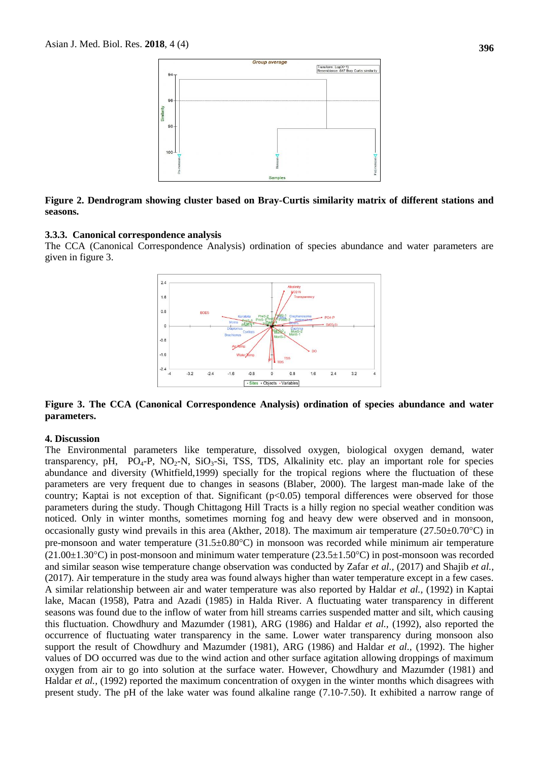**Figure 2. Dendrogram showing cluster based on Bray-Curtis similarity matrix of different stations and seasons.**

### 3.3.3. Canonical correspondence analysis

The CCA (Canonical Correspondence Analysis) ordination of species abundance and water parameters are given in figure 3.

**Figure 3. The CCA (Canonical Correspondence Analysis) ordination of species abundance and water parameters.**

## 4. Discussion

The Environmental parameters like temperature, dissolved oxygen, biological oxygen demand, water transparency, pH, $PO_4$-P, $NO_2$-N, $SiO_3$-Si, TSS, TDS, Alkalinity etc. play an important role for species abundance and diversity (Whitfield,1999) specially for the tropical regions where the fluctuation of these parameters are very frequent due to changes in seasons (Blaber, 2000). The largest man-made lake of the country; Kaptai is not exception of that. Significant ($p<0.05$) temporal differences were observed for those parameters during the study. Though Chittagong Hill Tracts is a hilly region no special weather condition was noticed. Only in winter months, sometimes morning fog and heavy dew were observed and in monsoon, occasionally gusty wind prevails in this area (Akther, 2018). The maximum air temperature (27.50±0.70°C) in pre-monsoon and water temperature (31.5±0.80°C) in monsoon was recorded while minimum air temperature (21.00±1.30°C) in post-monsoon and minimum water temperature (23.5±1.50°C) in post-monsoon was recorded and similar season wise temperature change observation was conducted by Zafar *et al.,* (2017) and Shajib *et al.*, (2017). Air temperature in the study area was found always higher than water temperature except in a few cases. A similar relationship between air and water temperature was also reported by Haldar *et al.,* (1992) in Kaptai lake, Macan (1958), Patra and Azadi (1985) in Halda River. A fluctuating water transparency in different seasons was found due to the inflow of water from hill streams carries suspended matter and silt, which causing this fluctuation. Chowdhury and Mazumder (1981), ARG (1986) and Haldar *et al.,* (1992), also reported the occurrence of fluctuating water transparency in the same. Lower water transparency during monsoon also support the result of Chowdhury and Mazumder (1981), ARG (1986) and Haldar *et al.,* (1992). The higher values of DO occurred was due to the wind action and other surface agitation allowing droppings of maximum oxygen from air to go into solution at the surface water. However, Chowdhury and Mazumder (1981) and Haldar *et al.,* (1992) reported the maximum concentration of oxygen in the winter months which disagrees with present study. The pH of the lake water was found alkaline range (7.10-7.50). It exhibited a narrow range of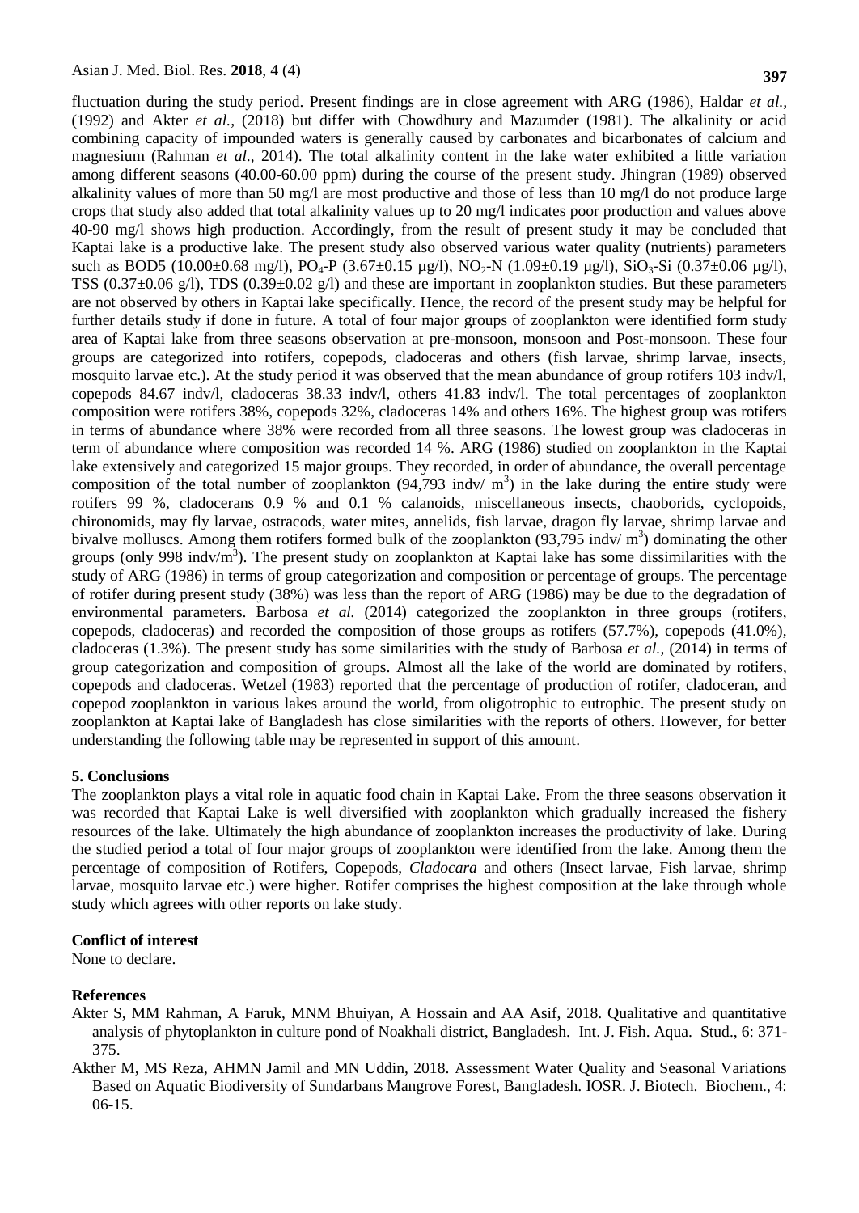fluctuation during the study period. Present findings are in close agreement with ARG (1986), Haldar *et al.,* (1992) and Akter *et al.,* (2018) but differ with Chowdhury and Mazumder (1981). The alkalinity or acid combining capacity of impounded waters is generally caused by carbonates and bicarbonates of calcium and magnesium (Rahman *et al.*, 2014). The total alkalinity content in the lake water exhibited a little variation among different seasons (40.00-60.00 ppm) during the course of the present study. Jhingran (1989) observed alkalinity values of more than 50 mg/l are most productive and those of less than 10 mg/l do not produce large crops that study also added that total alkalinity values up to 20 mg/l indicates poor production and values above 40-90 mg/l shows high production. Accordingly, from the result of present study it may be concluded that Kaptai lake is a productive lake. The present study also observed various water quality (nutrients) parameters such as BOD5 (10.00±0.68 mg/l), $PO_4$-P (3.67±0.15 µg/l), $NO_2$-N (1.09±0.19 µg/l), $SiO_3$-Si (0.37±0.06 µg/l), TSS (0.37±0.06 g/l), TDS (0.39±0.02 g/l) and these are important in zooplankton studies. But these parameters are not observed by others in Kaptai lake specifically. Hence, the record of the present study may be helpful for further details study if done in future. A total of four major groups of zooplankton were identified form study area of Kaptai lake from three seasons observation at pre-monsoon, monsoon and Post-monsoon. These four groups are categorized into rotifers, copepods, cladoceras and others (fish larvae, shrimp larvae, insects, mosquito larvae etc.). At the study period it was observed that the mean abundance of group rotifers 103 indv/l, copepods 84.67 indv/l, cladoceras 38.33 indv/l, others 41.83 indv/l. The total percentages of zooplankton composition were rotifers 38%, copepods 32%, cladoceras 14% and others 16%. The highest group was rotifers in terms of abundance where 38% were recorded from all three seasons. The lowest group was cladoceras in term of abundance where composition was recorded 14 %. ARG (1986) studied on zooplankton in the Kaptai lake extensively and categorized 15 major groups. They recorded, in order of abundance, the overall percentage composition of the total number of zooplankton (94,793 indv/ $m^3$) in the lake during the entire study were rotifers 99 %, cladocerans 0.9 % and 0.1 % calanoids, miscellaneous insects, chaoborids, cyclopoids, chironomids, may fly larvae, ostracods, water mites, annelids, fish larvae, dragon fly larvae, shrimp larvae and bivalve molluscs. Among them rotifers formed bulk of the zooplankton (93,795 indv/ $m^3$) dominating the other groups (only 998 indv/$m^3$). The present study on zooplankton at Kaptai lake has some dissimilarities with the study of ARG (1986) in terms of group categorization and composition or percentage of groups. The percentage of rotifer during present study (38%) was less than the report of ARG (1986) may be due to the degradation of environmental parameters. Barbosa *et al.* (2014) categorized the zooplankton in three groups (rotifers, copepods, cladoceras) and recorded the composition of those groups as rotifers (57.7%), copepods (41.0%), cladoceras (1.3%). The present study has some similarities with the study of Barbosa *et al.,* (2014) in terms of group categorization and composition of groups. Almost all the lake of the world are dominated by rotifers, copepods and cladoceras. Wetzel (1983) reported that the percentage of production of rotifer, cladoceran, and copepod zooplankton in various lakes around the world, from oligotrophic to eutrophic. The present study on zooplankton at Kaptai lake of Bangladesh has close similarities with the reports of others. However, for better understanding the following table may be represented in support of this amount.

## 5. Conclusions

The zooplankton plays a vital role in aquatic food chain in Kaptai Lake. From the three seasons observation it was recorded that Kaptai Lake is well diversified with zooplankton which gradually increased the fishery resources of the lake. Ultimately the high abundance of zooplankton increases the productivity of lake. During the studied period a total of four major groups of zooplankton were identified from the lake. Among them the percentage of composition of Rotifers, Copepods, *Cladocara* and others (Insect larvae, Fish larvae, shrimp larvae, mosquito larvae etc.) were higher. Rotifer comprises the highest composition at the lake through whole study which agrees with other reports on lake study.

**Conflict of interest**

None to declare.

**References**

Akter S, MM Rahman, A Faruk, MNM Bhuiyan, A Hossain and AA Asif, 2018. Qualitative and quantitative analysis of phytoplankton in culture pond of Noakhali district, Bangladesh. Int. J. Fish. Aqua. Stud., 6: 371-375.

Akther M, MS Reza, AHMN Jamil and MN Uddin, 2018. Assessment Water Quality and Seasonal Variations Based on Aquatic Biodiversity of Sundarbans Mangrove Forest, Bangladesh. IOSR. J. Biotech. Biochem., 4: 06-15.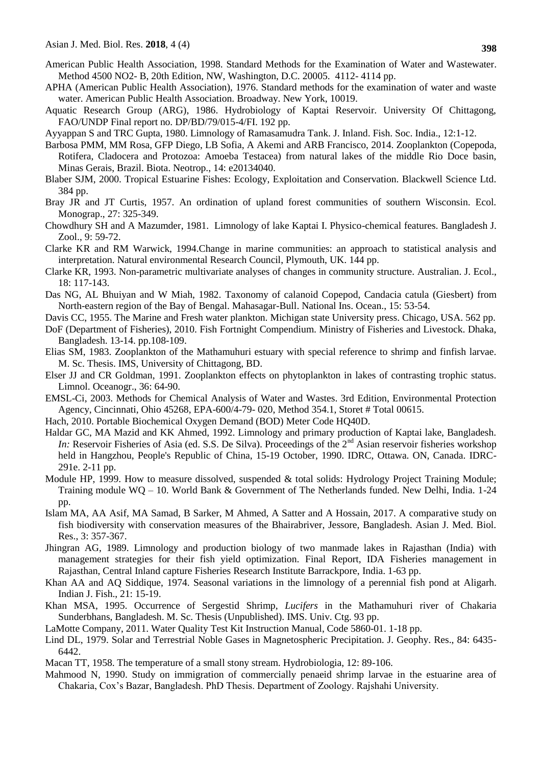American Public Health Association, 1998. Standard Methods for the Examination of Water and Wastewater. Method 4500 NO2- B, 20th Edition, NW, Washington, D.C. 20005. 4112- 4114 pp.

APHA (American Public Health Association), 1976. Standard methods for the examination of water and waste water. American Public Health Association. Broadway. New York, 10019.

Aquatic Research Group (ARG), 1986. Hydrobiology of Kaptai Reservoir. University Of Chittagong, FAO/UNDP Final report no. DP/BD/79/015-4/FI. 192 pp.

Ayyappan S and TRC Gupta, 1980. Limnology of Ramasamudra Tank. J. Inland. Fish. Soc. India., 12:1-12.

Barbosa PMM, MM Rosa, GFP Diego, LB Sofia, A Akemi and ARB Francisco, 2014. Zooplankton (Copepoda, Rotifera, Cladocera and Protozoa: Amoeba Testacea) from natural lakes of the middle Rio Doce basin, Minas Gerais, Brazil. Biota. Neotrop., 14: e20134040.

Blaber SJM, 2000. Tropical Estuarine Fishes: Ecology, Exploitation and Conservation. Blackwell Science Ltd. 384 pp.

Bray JR and JT Curtis, 1957. An ordination of upland forest communities of southern Wisconsin. Ecol. Monograp., 27: 325-349.

Chowdhury SH and A Mazumder, 1981. Limnology of lake Kaptai I. Physico-chemical features. Bangladesh J. Zool., 9: 59-72.

Clarke KR and RM Warwick, 1994.Change in marine communities: an approach to statistical analysis and interpretation. Natural environmental Research Council, Plymouth, UK. 144 pp.

Clarke KR, 1993. Non-parametric multivariate analyses of changes in community structure. Australian. J. Ecol., 18: 117-143.

Das NG, AL Bhuiyan and W Miah, 1982. Taxonomy of calanoid Copepod, Candacia catula (Giesbert) from North-eastern region of the Bay of Bengal. Mahasagar-Bull. National Ins. Ocean., 15: 53-54.

Davis CC, 1955. The Marine and Fresh water plankton. Michigan state University press. Chicago, USA. 562 pp.

DoF (Department of Fisheries), 2010. Fish Fortnight Compendium. Ministry of Fisheries and Livestock. Dhaka, Bangladesh. 13-14. pp.108-109.

Elias SM, 1983. Zooplankton of the Mathamuhuri estuary with special reference to shrimp and finfish larvae. M. Sc. Thesis. IMS, University of Chittagong, BD.

Elser JJ and CR Goldman, 1991. Zooplankton effects on phytoplankton in lakes of contrasting trophic status. Limnol. Oceanogr., 36: 64-90.

EMSL-Ci, 2003. Methods for Chemical Analysis of Water and Wastes. 3rd Edition, Environmental Protection Agency, Cincinnati, Ohio 45268, EPA-600/4-79- 020, Method 354.1, Storet # Total 00615.

Hach, 2010. Portable Biochemical Oxygen Demand (BOD) Meter Code HQ40D.

Haldar GC, MA Mazid and KK Ahmed, 1992. Limnology and primary production of Kaptai lake, Bangladesh. *In:* Reservoir Fisheries of Asia (ed. S.S. De Silva). Proceedings of the 2nd Asian reservoir fisheries workshop held in Hangzhou, People's Republic of China, 15-19 October, 1990. IDRC, Ottawa. ON, Canada. IDRC-291e. 2-11 pp.

Module HP, 1999. How to measure dissolved, suspended & total solids: Hydrology Project Training Module; Training module WQ – 10. World Bank & Government of The Netherlands funded. New Delhi, India. 1-24 pp.

Islam MA, AA Asif, MA Samad, B Sarker, M Ahmed, A Satter and A Hossain, 2017. A comparative study on fish biodiversity with conservation measures of the Bhairabriver, Jessore, Bangladesh. Asian J. Med. Biol. Res., 3: 357-367.

Jhingran AG, 1989. Limnology and production biology of two manmade lakes in Rajasthan (India) with management strategies for their fish yield optimization. Final Report, IDA Fisheries management in Rajasthan, Central Inland capture Fisheries Research Institute Barrackpore, India. 1-63 pp.

Khan AA and AQ Siddique, 1974. Seasonal variations in the limnology of a perennial fish pond at Aligarh. Indian J. Fish., 21: 15-19.

Khan MSA, 1995. Occurrence of Sergestid Shrimp, *Lucifers* in the Mathamuhuri river of Chakaria Sunderbhans, Bangladesh. M. Sc. Thesis (Unpublished). IMS. Univ. Ctg. 93 pp.

LaMotte Company, 2011. Water Quality Test Kit Instruction Manual, Code 5860-01. 1-18 pp.

Lind DL, 1979. Solar and Terrestrial Noble Gases in Magnetospheric Precipitation. J. Geophy. Res., 84: 6435-6442.

Macan TT, 1958. The temperature of a small stony stream. Hydrobiologia, 12: 89-106.

Mahmood N, 1990. Study on immigration of commercially penaeid shrimp larvae in the estuarine area of Chakaria, Cox's Bazar, Bangladesh. PhD Thesis. Department of Zoology. Rajshahi University.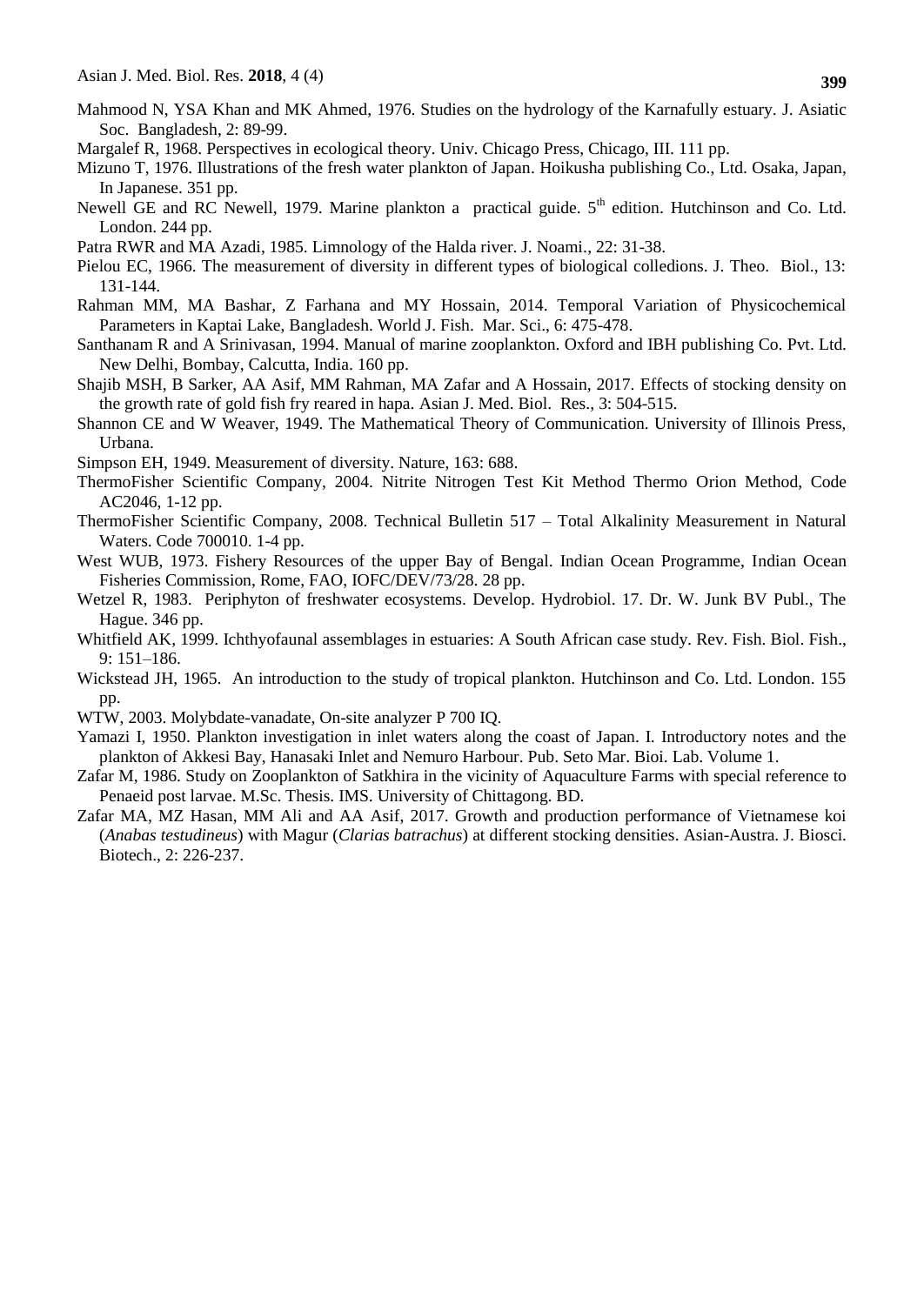Mahmood N, YSA Khan and MK Ahmed, 1976. Studies on the hydrology of the Karnafully estuary. J. Asiatic Soc. Bangladesh, 2: 89-99.

Margalef R, 1968. Perspectives in ecological theory. Univ. Chicago Press, Chicago, III. 111 pp.

Mizuno T, 1976. Illustrations of the fresh water plankton of Japan. Hoikusha publishing Co., Ltd. Osaka, Japan, In Japanese. 351 pp.

Newell GE and RC Newell, 1979. Marine plankton a practical guide. 5th edition. Hutchinson and Co. Ltd. London. 244 pp.

Patra RWR and MA Azadi, 1985. Limnology of the Halda river. J. Noami., 22: 31-38.

Pielou EC, 1966. The measurement of diversity in different types of biological colledions. J. Theo. Biol., 13: 131-144.

Rahman MM, MA Bashar, Z Farhana and MY Hossain, 2014. Temporal Variation of Physicochemical Parameters in Kaptai Lake, Bangladesh. World J. Fish. Mar. Sci., 6: 475-478.

Santhanam R and A Srinivasan, 1994. Manual of marine zooplankton. Oxford and IBH publishing Co. Pvt. Ltd. New Delhi, Bombay, Calcutta, India. 160 pp.

Shajib MSH, B Sarker, AA Asif, MM Rahman, MA Zafar and A Hossain, 2017. Effects of stocking density on the growth rate of gold fish fry reared in hapa. Asian J. Med. Biol. Res., 3: 504-515.

Shannon CE and W Weaver, 1949. The Mathematical Theory of Communication. University of Illinois Press, Urbana.

Simpson EH, 1949. Measurement of diversity. Nature, 163: 688.

ThermoFisher Scientific Company, 2004. Nitrite Nitrogen Test Kit Method Thermo Orion Method, Code AC2046, 1-12 pp.

ThermoFisher Scientific Company, 2008. Technical Bulletin 517 – Total Alkalinity Measurement in Natural Waters. Code 700010. 1-4 pp.

West WUB, 1973. Fishery Resources of the upper Bay of Bengal. Indian Ocean Programme, Indian Ocean Fisheries Commission, Rome, FAO, IOFC/DEV/73/28. 28 pp.

Wetzel R, 1983. Periphyton of freshwater ecosystems. Develop. Hydrobiol. 17. Dr. W. Junk BV Publ., The Hague. 346 pp.

Whitfield AK, 1999. Ichthyofaunal assemblages in estuaries: A South African case study. Rev. Fish. Biol. Fish., 9: 151–186.

Wickstead JH, 1965. An introduction to the study of tropical plankton. Hutchinson and Co. Ltd. London. 155 pp.

WTW, 2003. Molybdate-vanadate, On-site analyzer P 700 IQ.

Yamazi I, 1950. Plankton investigation in inlet waters along the coast of Japan. I. Introductory notes and the plankton of Akkesi Bay, Hanasaki Inlet and Nemuro Harbour. Pub. Seto Mar. Bioi. Lab. Volume 1.

Zafar M, 1986. Study on Zooplankton of Satkhira in the vicinity of Aquaculture Farms with special reference to Penaeid post larvae. M.Sc. Thesis. IMS. University of Chittagong. BD.

Zafar MA, MZ Hasan, MM Ali and AA Asif, 2017. Growth and production performance of Vietnamese koi (*Anabas testudineus*) with Magur (*Clarias batrachus*) at different stocking densities. Asian-Austra. J. Biosci. Biotech., 2: 226-237.